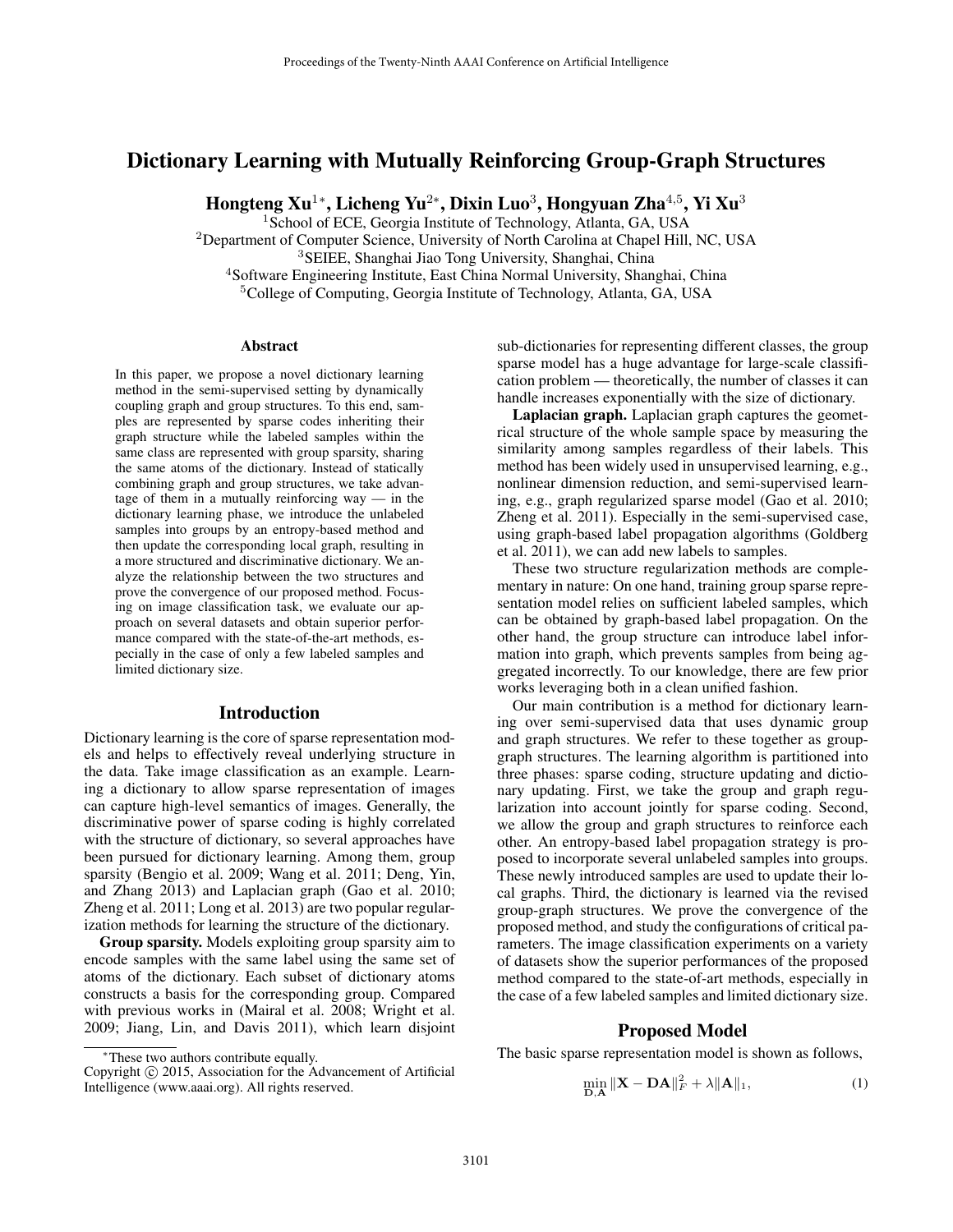# Dictionary Learning with Mutually Reinforcing Group-Graph Structures

**Hongteng Xu[1*], Licheng Yu[2*], Dixin Luo[3], Hongyuan Zha[4,5], Yi Xu[3]**

[1]School of ECE, Georgia Institute of Technology, Atlanta, GA, USA
[2]Department of Computer Science, University of North Carolina at Chapel Hill, NC, USA
[3]SEIEE, Shanghai Jiao Tong University, Shanghai, China
[4]Software Engineering Institute, East China Normal University, Shanghai, China
[5]College of Computing, Georgia Institute of Technology, Atlanta, GA, USA

### Abstract

In this paper, we propose a novel dictionary learning method in the semi-supervised setting by dynamically coupling graph and group structures. To this end, samples are represented by sparse codes inheriting their graph structure while the labeled samples within the same class are represented with group sparsity, sharing the same atoms of the dictionary. Instead of statically combining graph and group structures, we take advantage of them in a mutually reinforcing way — in the dictionary learning phase, we introduce the unlabeled samples into groups by an entropy-based method and then update the corresponding local graph, resulting in a more structured and discriminative dictionary. We analyze the relationship between the two structures and prove the convergence of our proposed method. Focusing on image classification task, we evaluate our approach on several datasets and obtain superior performance compared with the state-of-the-art methods, especially in the case of only a few labeled samples and limited dictionary size.

## Introduction

Dictionary learning is the core of sparse representation models and helps to effectively reveal underlying structure in the data. Take image classification as an example. Learning a dictionary to allow sparse representation of images can capture high-level semantics of images. Generally, the discriminative power of sparse coding is highly correlated with the structure of dictionary, so several approaches have been pursued for dictionary learning. Among them, group sparsity (Bengio et al. 2009; Wang et al. 2011; Deng, Yin, and Zhang 2013) and Laplacian graph (Gao et al. 2010; Zheng et al. 2011; Long et al. 2013) are two popular regularization methods for learning the structure of the dictionary.

**Group sparsity.** Models exploiting group sparsity aim to encode samples with the same label using the same set of atoms of the dictionary. Each subset of dictionary atoms constructs a basis for the corresponding group. Compared with previous works in (Mairal et al. 2008; Wright et al. 2009; Jiang, Lin, and Davis 2011), which learn disjoint sub-dictionaries for representing different classes, the group sparse model has a huge advantage for large-scale classification problem — theoretically, the number of classes it can handle increases exponentially with the size of dictionary.

**Laplacian graph.** Laplacian graph captures the geometrical structure of the whole sample space by measuring the similarity among samples regardless of their labels. This method has been widely used in unsupervised learning, e.g., nonlinear dimension reduction, and semi-supervised learning, e.g., graph regularized sparse model (Gao et al. 2010; Zheng et al. 2011). Especially in the semi-supervised case, using graph-based label propagation algorithms (Goldberg et al. 2011), we can add new labels to samples.

These two structure regularization methods are complementary in nature: On one hand, training group sparse representation model relies on sufficient labeled samples, which can be obtained by graph-based label propagation. On the other hand, the group structure can introduce label information into graph, which prevents samples from being aggregated incorrectly. To our knowledge, there are few prior works leveraging both in a clean unified fashion.

Our main contribution is a method for dictionary learning over semi-supervised data that uses dynamic group and graph structures. We refer to these together as group-graph structures. The learning algorithm is partitioned into three phases: sparse coding, structure updating and dictionary updating. First, we take the group and graph regularization into account jointly for sparse coding. Second, we allow the group and graph structures to reinforce each other. An entropy-based label propagation strategy is proposed to incorporate several unlabeled samples into groups. These newly introduced samples are used to update their local graphs. Third, the dictionary is learned via the revised group-graph structures. We prove the convergence of the proposed method, and study the configurations of critical parameters. The image classification experiments on a variety of datasets show the superior performances of the proposed method compared to the state-of-art methods, especially in the case of a few labeled samples and limited dictionary size.

## Proposed Model

The basic sparse representation model is shown as follows,

$$\min_{\mathbf{D},\mathbf{A}} \|\mathbf{X} - \mathbf{D}\mathbf{A}\|_F^2 + \lambda\|\mathbf{A}\|_1, \tag{1}$$

*These two authors contribute equally.

Copyright © 2015, Association for the Advancement of Artificial Intelligence (www.aaai.org). All rights reserved.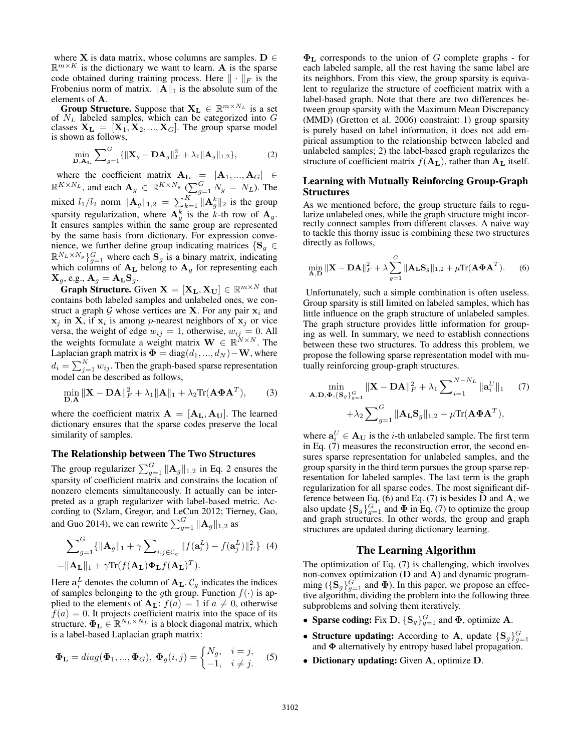where $\mathbf{X}$ is data matrix, whose columns are samples. $\mathbf{D} \in \mathbb{R}^{m\times K}$ is the dictionary we want to learn. $\mathbf{A}$ is the sparse code obtained during training process. Here $\|\cdot\|_F$ is the Frobenius norm of matrix. $\|\mathbf{A}\|_1$ is the absolute sum of the elements of $\mathbf{A}$.

**Group Structure.** Suppose that $\mathbf{X_L} \in \mathbb{R}^{m\times N_L}$ is a set of $N_L$ labeled samples, which can be categorized into $G$ classes $\mathbf{X_L} = [\mathbf{X}_1, \mathbf{X}_2, ..., \mathbf{X}_G]$. The group sparse model is shown as follows,

$$\min_{\mathbf{D},\mathbf{A_L}} \sum\nolimits_{g=1}^{G} \{\|\mathbf{X}_g - \mathbf{D}\mathbf{A}_g\|_F^2 + \lambda_1 \|\mathbf{A}_g\|_{1,2}\}, \tag{2}$$

where the coefficient matrix $\mathbf{A_L} = [\mathbf{A}_1, ..., \mathbf{A}_G] \in \mathbb{R}^{K\times N_L}$, and each $\mathbf{A}_g \in \mathbb{R}^{K\times N_g}$ ($\sum_{g=1}^{G} N_g = N_L$). The mixed $l_1/l_2$ norm $\|\mathbf{A}_g\|_{1,2} = \sum_{k=1}^{K} \|\mathbf{A}_g^k\|_2$ is the group sparsity regularization, where $\mathbf{A}_g^k$ is the $k$-th row of $\mathbf{A}_g$. It ensures samples within the same group are represented by the same basis from dictionary. For expression convenience, we further define group indicating matrices $\{\mathbf{S}_g \in \mathbb{R}^{N_L\times N_g}\}_{g=1}^{G}$ where each $\mathbf{S}_g$ is a binary matrix, indicating which columns of $\mathbf{A_L}$ belong to $\mathbf{A}_g$ for representing each $\mathbf{X}_g$, e.g., $\mathbf{A}_g = \mathbf{A_L}\mathbf{S}_g$.

**Graph Structure.** Given $\mathbf{X} = [\mathbf{X_L}, \mathbf{X_U}] \in \mathbb{R}^{m\times N}$ that contains both labeled samples and unlabeled ones, we construct a graph $\mathcal{G}$ whose vertices are $\mathbf{X}$. For any pair $\mathbf{x}_i$ and $\mathbf{x}_j$ in $\mathbf{X}$, if $\mathbf{x}_i$ is among $p$-nearest neighbors of $\mathbf{x}_j$ or vice versa, the weight of edge $w_{ij} = 1$, otherwise, $w_{ij} = 0$. All the weights formulate a weight matrix $\mathbf{W} \in \mathbb{R}^{N\times N}$. The Laplacian graph matrix is $\mathbf{\Phi} = \text{diag}(d_1, ..., d_N) - \mathbf{W}$, where $d_i = \sum_{j=1}^{N} w_{ij}$. Then the graph-based sparse representation model can be described as follows,

$$\min_{\mathbf{D},\mathbf{A}} \|\mathbf{X} - \mathbf{D}\mathbf{A}\|_F^2 + \lambda_1\|\mathbf{A}\|_1 + \lambda_2 \text{Tr}(\mathbf{A}\mathbf{\Phi}\mathbf{A}^T), \tag{3}$$

where the coefficient matrix $\mathbf{A} = [\mathbf{A_L}, \mathbf{A_U}]$. The learned dictionary ensures that the sparse codes preserve the local similarity of samples.

### The Relationship between The Two Structures

The group regularizer $\sum_{g=1}^{G} \|\mathbf{A}_g\|_{1,2}$ in Eq. 2 ensures the sparsity of coefficient matrix and constrains the location of nonzero elements simultaneously. It actually can be interpreted as a graph regularizer with label-based metric. According to (Szlam, Gregor, and LeCun 2012; Tierney, Gao, and Guo 2014), we can rewrite $\sum_{g=1}^{G} \|\mathbf{A}_g\|_{1,2}$ as

$$\begin{aligned} &\sum\nolimits_{g=1}^{G} \{\|\mathbf{A}_g\|_1 + \gamma \sum\nolimits_{i,j\in\mathcal{C}_g} \|f(\mathbf{a}_i^L) - f(\mathbf{a}_j^L)\|_F^2\} \quad (4)\\ =&\|\mathbf{A_L}\|_1 + \gamma \text{Tr}(f(\mathbf{A_L})\mathbf{\Phi_L} f(\mathbf{A_L})^T). \end{aligned}$$

Here $\mathbf{a}_i^L$ denotes the column of $\mathbf{A_L}$. $\mathcal{C}_g$ indicates the indices of samples belonging to the $g$th group. Function $f(\cdot)$ is applied to the elements of $\mathbf{A_L}$: $f(a) = 1$ if $a \neq 0$, otherwise $f(a) = 0$. It projects coefficient matrix into the space of its structure. $\mathbf{\Phi_L} \in \mathbb{R}^{N_L\times N_L}$ is a block diagonal matrix, which is a label-based Laplacian graph matrix:

$$\mathbf{\Phi_L} = diag(\mathbf{\Phi}_1, ..., \mathbf{\Phi}_G),\ \mathbf{\Phi}_g(i,j) = \begin{cases} N_g, & i = j, \\ -1, & i \neq j. \end{cases} \tag{5}$$

$\mathbf{\Phi_L}$ corresponds to the union of $G$ complete graphs - for each labeled sample, all the rest having the same label are its neighbors. From this view, the group sparsity is equivalent to regularize the structure of coefficient matrix with a label-based graph. Note that there are two differences between group sparsity with the Maximum Mean Discrepancy (MMD) (Gretton et al. 2006) constraint: 1) group sparsity is purely based on label information, it does not add empirical assumption to the relationship between labeled and unlabeled samples; 2) the label-based graph regularizes the structure of coefficient matrix $f(\mathbf{A_L})$, rather than $\mathbf{A_L}$ itself.

### Learning with Mutually Reinforcing Group-Graph Structures

As we mentioned before, the group structure fails to regularize unlabeled ones, while the graph structure might incorrectly connect samples from different classes. A naive way to tackle this thorny issue is combining these two structures directly as follows,

$$\min_{\mathbf{A},\mathbf{D}} \|\mathbf{X} - \mathbf{D}\mathbf{A}\|_F^2 + \lambda \sum_{g=1}^{G} \|\mathbf{A_L}\mathbf{S}_g\|_{1,2} + \mu \text{Tr}(\mathbf{A}\mathbf{\Phi}\mathbf{A}^T). \tag{6}$$

Unfortunately, such a simple combination is often useless. Group sparsity is still limited on labeled samples, which has little influence on the graph structure of unlabeled samples. The graph structure provides little information for grouping as well. In summary, we need to establish connections between these two structures. To address this problem, we propose the following sparse representation model with mutually reinforcing group-graph structures.

$$\begin{aligned} \min_{\mathbf{A},\mathbf{D},\mathbf{\Phi},\{\mathbf{S}_g\}_{g=1}^{G}} & \|\mathbf{X} - \mathbf{D}\mathbf{A}\|_F^2 + \lambda_1 \sum\nolimits_{i=1}^{N-N_L} \|\mathbf{a}_i^U\|_1 \quad (7)\\ & + \lambda_2 \sum\nolimits_{g=1}^{G} \|\mathbf{A_L}\mathbf{S}_g\|_{1,2} + \mu \text{Tr}(\mathbf{A}\mathbf{\Phi}\mathbf{A}^T), \end{aligned}$$

where $\mathbf{a}_i^U \in \mathbf{A_U}$ is the $i$-th unlabeled sample. The first term in Eq. (7) measures the reconstruction error, the second ensures sparse representation for unlabeled samples, and the group sparsity in the third term pursues the group sparse representation for labeled samples. The last term is the graph regularization for all sparse codes. The most significant difference between Eq. (6) and Eq. (7) is besides $\mathbf{D}$ and $\mathbf{A}$, we also update $\{\mathbf{S}_g\}_{g=1}^{G}$ and $\mathbf{\Phi}$ in Eq. (7) to optimize the group and graph structures. In other words, the group and graph structures are updated during dictionary learning.

## The Learning Algorithm

The optimization of Eq. (7) is challenging, which involves non-convex optimization ($\mathbf{D}$ and $\mathbf{A}$) and dynamic programming ($\{\mathbf{S}_g\}_{g=1}^{G}$ and $\mathbf{\Phi}$). In this paper, we propose an effective algorithm, dividing the problem into the following three subproblems and solving them iteratively.

- **Sparse coding:** Fix $\mathbf{D}$, $\{\mathbf{S}_g\}_{g=1}^{G}$ and $\mathbf{\Phi}$, optimize $\mathbf{A}$.
- **Structure updating:** According to $\mathbf{A}$, update $\{\mathbf{S}_g\}_{g=1}^{G}$ and $\mathbf{\Phi}$ alternatively by entropy based label propagation.
- **Dictionary updating:** Given $\mathbf{A}$, optimize $\mathbf{D}$.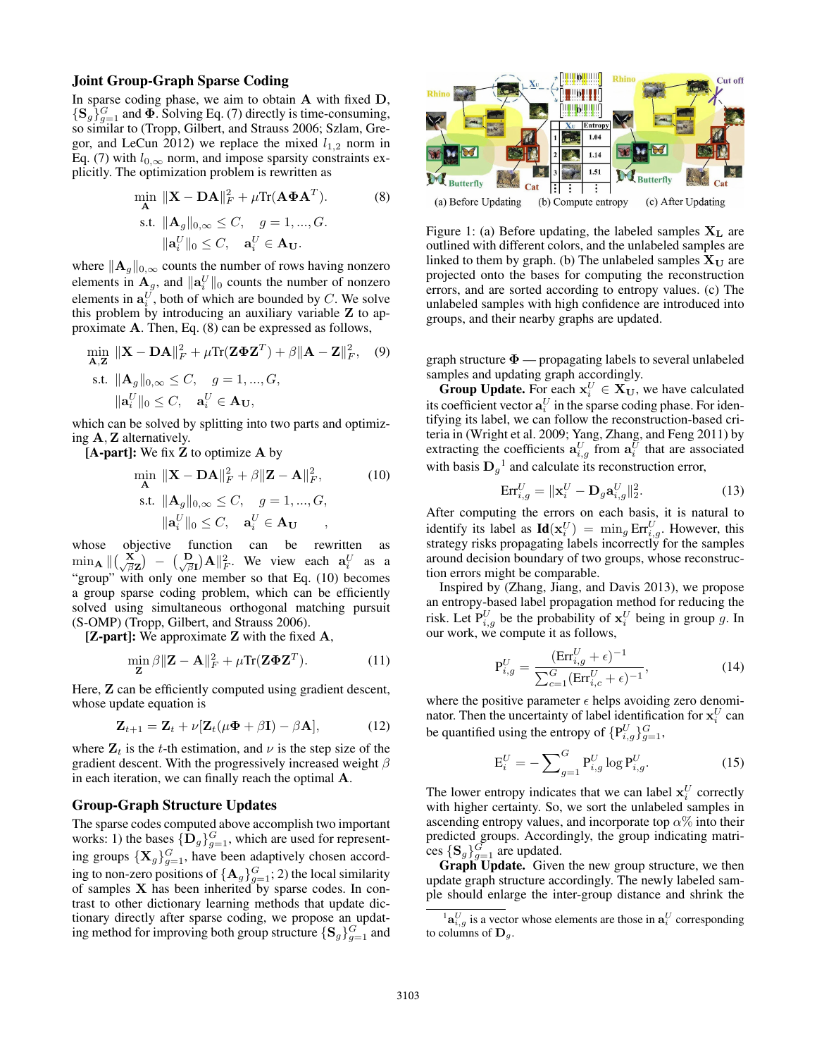## Joint Group-Graph Sparse Coding

In sparse coding phase, we aim to obtain $\mathbf{A}$ with fixed $\mathbf{D}$, $\{\mathbf{S}_g\}_{g=1}^G$ and $\mathbf{\Phi}$. Solving Eq. (7) directly is time-consuming, so similar to (Tropp, Gilbert, and Strauss 2006; Szlam, Gregor, and LeCun 2012) we replace the mixed $l_{1,2}$ norm in Eq. (7) with $l_{0,\infty}$ norm, and impose sparsity constraints explicitly. The optimization problem is rewritten as

$$\begin{aligned} \min_{\mathbf{A}} \ & \|\mathbf{X} - \mathbf{D}\mathbf{A}\|_F^2 + \mu \text{Tr}(\mathbf{A}\mathbf{\Phi}\mathbf{A}^T). \\ \text{s.t.} \ & \|\mathbf{A}_g\|_{0,\infty} \leq C, \quad g = 1, ..., G. \\ & \|\mathbf{a}_i^U\|_0 \leq C, \quad \mathbf{a}_i^U \in \mathbf{A_U}. \end{aligned} \tag{8}$$

where $\|\mathbf{A}_g\|_{0,\infty}$ counts the number of rows having nonzero elements in $\mathbf{A}_g$, and $\|\mathbf{a}_i^U\|_0$ counts the number of nonzero elements in $\mathbf{a}_i^U$, both of which are bounded by $C$. We solve this problem by introducing an auxiliary variable $\mathbf{Z}$ to approximate $\mathbf{A}$. Then, Eq. (8) can be expressed as follows,

$$\begin{aligned} \min_{\mathbf{A},\mathbf{Z}} \ & \|\mathbf{X} - \mathbf{D}\mathbf{A}\|_F^2 + \mu \text{Tr}(\mathbf{Z}\mathbf{\Phi}\mathbf{Z}^T) + \beta\|\mathbf{A} - \mathbf{Z}\|_F^2, \\ \text{s.t.} \ & \|\mathbf{A}_g\|_{0,\infty} \leq C, \quad g = 1, ..., G, \\ & \|\mathbf{a}_i^U\|_0 \leq C, \quad \mathbf{a}_i^U \in \mathbf{A_U}, \end{aligned} \tag{9}$$

which can be solved by splitting into two parts and optimizing $\mathbf{A}$, $\mathbf{Z}$ alternatively.

**[A-part]:** We fix $\mathbf{Z}$ to optimize $\mathbf{A}$ by

$$\begin{aligned} \min_{\mathbf{A}} \ & \|\mathbf{X} - \mathbf{D}\mathbf{A}\|_F^2 + \beta\|\mathbf{Z} - \mathbf{A}\|_F^2, \\ \text{s.t.} \ & \|\mathbf{A}_g\|_{0,\infty} \leq C, \quad g = 1, ..., G, \\ & \|\mathbf{a}_i^U\|_0 \leq C, \quad \mathbf{a}_i^U \in \mathbf{A_U} \quad , \end{aligned} \tag{10}$$

whose objective function can be rewritten as $\min_{\mathbf{A}} \|\binom{\mathbf{X}}{\sqrt{\beta}\mathbf{Z}} - \binom{\mathbf{D}}{\sqrt{\beta}\mathbf{I}}\mathbf{A}\|_F^2$. We view each $\mathbf{a}_i^U$ as a "group" with only one member so that Eq. (10) becomes a group sparse coding problem, which can be efficiently solved using simultaneous orthogonal matching pursuit (S-OMP) (Tropp, Gilbert, and Strauss 2006).

**[Z-part]:** We approximate $\mathbf{Z}$ with the fixed $\mathbf{A}$,

$$\min_{\mathbf{Z}} \beta\|\mathbf{Z} - \mathbf{A}\|_F^2 + \mu \text{Tr}(\mathbf{Z}\mathbf{\Phi}\mathbf{Z}^T). \tag{11}$$

Here, $\mathbf{Z}$ can be efficiently computed using gradient descent, whose update equation is

$$\mathbf{Z}_{t+1} = \mathbf{Z}_t + \nu[\mathbf{Z}_t(\mu\mathbf{\Phi} + \beta\mathbf{I}) - \beta\mathbf{A}], \tag{12}$$

where $\mathbf{Z}_t$ is the $t$-th estimation, and $\nu$ is the step size of the gradient descent. With the progressively increased weight $\beta$ in each iteration, we can finally reach the optimal $\mathbf{A}$.

## Group-Graph Structure Updates

The sparse codes computed above accomplish two important works: 1) the bases $\{\mathbf{D}_g\}_{g=1}^G$, which are used for representing groups $\{\mathbf{X}_g\}_{g=1}^G$, have been adaptively chosen according to non-zero positions of $\{\mathbf{A}_g\}_{g=1}^G$; 2) the local similarity of samples $\mathbf{X}$ has been inherited by sparse codes. In contrast to other dictionary learning methods that update dictionary directly after sparse coding, we propose an updating method for improving both group structure $\{\mathbf{S}_g\}_{g=1}^G$ and graph structure $\mathbf{\Phi}$ — propagating labels to several unlabeled samples and updating graph accordingly.

(a) Before Updating (b) Compute entropy (c) After Updating

Figure 1: (a) Before updating, the labeled samples $\mathbf{X_L}$ are outlined with different colors, and the unlabeled samples are linked to them by graph. (b) The unlabeled samples $\mathbf{X_U}$ are projected onto the bases for computing the reconstruction errors, and are sorted according to entropy values. (c) The unlabeled samples with high confidence are introduced into groups, and their nearby graphs are updated.

**Group Update.** For each $\mathbf{x}_i^U \in \mathbf{X_U}$, we have calculated its coefficient vector $\mathbf{a}_i^U$ in the sparse coding phase. For identifying its label, we can follow the reconstruction-based criteria in (Wright et al. 2009; Yang, Zhang, and Feng 2011) by extracting the coefficients $\mathbf{a}_{i,g}^U$ from $\mathbf{a}_i^U$ that are associated with basis $\mathbf{D}_g$[1] and calculate its reconstruction error,

$$\text{Err}_{i,g}^U = \|\mathbf{x}_i^U - \mathbf{D}_g\mathbf{a}_{i,g}^U\|_2^2. \tag{13}$$

After computing the errors on each basis, it is natural to identify its label as $\mathbf{Id}(\mathbf{x}_i^U) = \min_g \text{Err}_{i,g}^U$. However, this strategy risks propagating labels incorrectly for the samples around decision boundary of two groups, whose reconstruction errors might be comparable.

Inspired by (Zhang, Jiang, and Davis 2013), we propose an entropy-based label propagation method for reducing the risk. Let $\text{P}_{i,g}^U$ be the probability of $\mathbf{x}_i^U$ being in group $g$. In our work, we compute it as follows,

$$\text{P}_{i,g}^U = \frac{(\text{Err}_{i,g}^U + \epsilon)^{-1}}{\sum_{c=1}^G (\text{Err}_{i,c}^U + \epsilon)^{-1}}, \tag{14}$$

where the positive parameter $\epsilon$ helps avoiding zero denominator. Then the uncertainty of label identification for $\mathbf{x}_i^U$ can be quantified using the entropy of $\{\text{P}_{i,g}^U\}_{g=1}^G$,

$$\text{E}_i^U = -\sum_{g=1}^G \text{P}_{i,g}^U \log \text{P}_{i,g}^U. \tag{15}$$

The lower entropy indicates that we can label $\mathbf{x}_i^U$ correctly with higher certainty. So, we sort the unlabeled samples in ascending entropy values, and incorporate top $\alpha\%$ into their predicted groups. Accordingly, the group indicating matrices $\{\mathbf{S}_g\}_{g=1}^G$ are updated.

**Graph Update.** Given the new group structure, we then update graph structure accordingly. The newly labeled sample should enlarge the inter-group distance and shrink the

[1] $\mathbf{a}_{i,g}^U$ is a vector whose elements are those in $\mathbf{a}_i^U$ corresponding to columns of $\mathbf{D}_g$.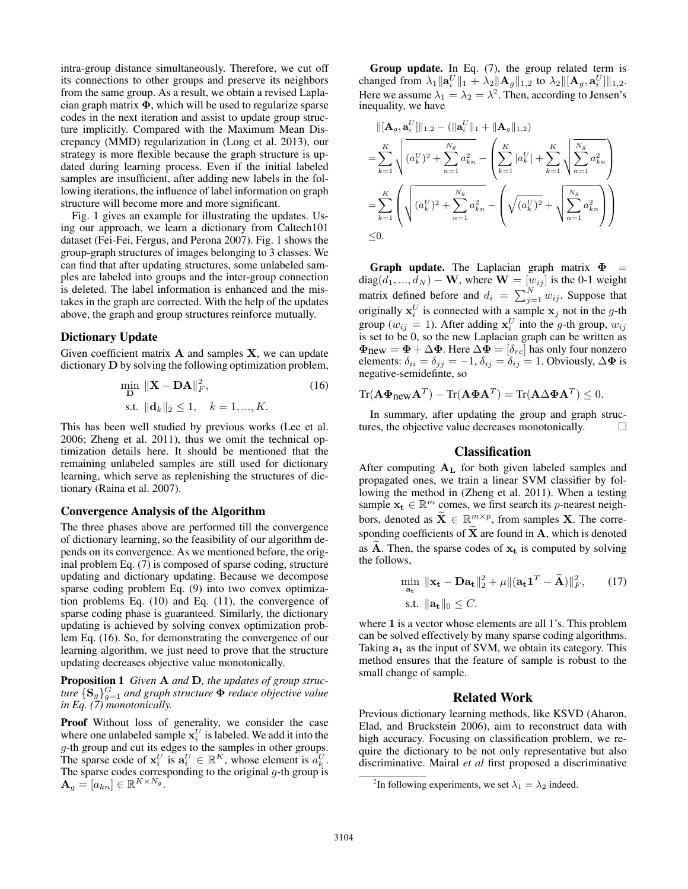intra-group distance simultaneously. Therefore, we cut off its connections to other groups and preserve its neighbors from the same group. As a result, we obtain a revised Laplacian graph matrix $\mathbf{\Phi}$, which will be used to regularize sparse codes in the next iteration and assist to update group structure implicitly. Compared with the Maximum Mean Discrepancy (MMD) regularization in (Long et al. 2013), our strategy is more flexible because the graph structure is updated during learning process. Even if the initial labeled samples are insufficient, after adding new labels in the following iterations, the influence of label information on graph structure will become more and more significant.

Fig. 1 gives an example for illustrating the updates. Using our approach, we learn a dictionary from Caltech101 dataset (Fei-Fei, Fergus, and Perona 2007). Fig. 1 shows the group-graph structures of images belonging to 3 classes. We can find that after updating structures, some unlabeled samples are labeled into groups and the inter-group connection is deleted. The label information is enhanced and the mistakes in the graph are corrected. With the help of the updates above, the graph and group structures reinforce mutually.

### Dictionary Update

Given coefficient matrix $\mathbf{A}$ and samples $\mathbf{X}$, we can update dictionary $\mathbf{D}$ by solving the following optimization problem,

$$\min_{\mathbf{D}} \ \|\mathbf{X} - \mathbf{D}\mathbf{A}\|_F^2, \quad \text{s.t.} \ \|\mathbf{d}_k\|_2 \leq 1, \quad k = 1, ..., K. \tag{16}$$

This has been well studied by previous works (Lee et al. 2006; Zheng et al. 2011), thus we omit the technical optimization details here. It should be mentioned that the remaining unlabeled samples are still used for dictionary learning, which serve as replenishing the structures of dictionary (Raina et al. 2007).

### Convergence Analysis of the Algorithm

The three phases above are performed till the convergence of dictionary learning, so the feasibility of our algorithm depends on its convergence. As we mentioned before, the original problem Eq. (7) is composed of sparse coding, structure updating and dictionary updating. Because we decompose sparse coding problem Eq. (9) into two convex optimization problems Eq. (10) and Eq. (11), the convergence of sparse coding phase is guaranteed. Similarly, the dictionary updating is achieved by solving convex optimization problem Eq. (16). So, for demonstrating the convergence of our learning algorithm, we just need to prove that the structure updating decreases objective value monotonically.

**Proposition 1** *Given* $\mathbf{A}$ *and* $\mathbf{D}$*, the updates of group structure* $\{\mathbf{S}_g\}_{g=1}^G$ *and graph structure* $\mathbf{\Phi}$ *reduce objective value in Eq. (7) monotonically.*

**Proof** Without loss of generality, we consider the case where one unlabeled sample $\mathbf{x}_i^U$ is labeled. We add it into the $g$-th group and cut its edges to the samples in other groups. The sparse code of $\mathbf{x}_i^U$ is $\mathbf{a}_i^U \in \mathbb{R}^K$, whose element is $a_k^U$. The sparse codes corresponding to the original $g$-th group is $\mathbf{A}_g = [a_{kn}] \in \mathbb{R}^{K \times N_g}$.

**Group update.** In Eq. (7), the group related term is changed from $\lambda_1\|\mathbf{a}_i^U\|_1 + \lambda_2\|\mathbf{A}_g\|_{1,2}$ to $\lambda_2\|[\mathbf{A}_g, \mathbf{a}_i^U]\|_{1,2}$. Here we assume $\lambda_1 = \lambda_2 = \lambda$[2]. Then, according to Jensen's inequality, we have

$$\begin{aligned}
&\|[\mathbf{A}_g, \mathbf{a}_i^U]\|_{1,2} - (\|\mathbf{a}_i^U\|_1 + \|\mathbf{A}_g\|_{1,2}) \\
=&\sum_{k=1}^K \sqrt{(a_k^U)^2 + \sum_{n=1}^{N_g} a_{kn}^2} - \left(\sum_{k=1}^K |a_k^U| + \sum_{k=1}^K \sqrt{\sum_{n=1}^{N_g} a_{kn}^2}\right) \\
=&\sum_{k=1}^K \left(\sqrt{(a_k^U)^2 + \sum_{n=1}^{N_g} a_{kn}^2} - \left(\sqrt{(a_k^U)^2} + \sqrt{\sum_{n=1}^{N_g} a_{kn}^2}\right)\right) \\
\leq& 0.
\end{aligned}$$

**Graph update.** The Laplacian graph matrix $\mathbf{\Phi} = \text{diag}(d_1, ..., d_N) - \mathbf{W}$, where $\mathbf{W} = [w_{ij}]$ is the 0-1 weight matrix defined before and $d_i = \sum_{j=1}^N w_{ij}$. Suppose that originally $\mathbf{x}_i^U$ is connected with a sample $\mathbf{x}_j$ not in the $g$-th group ($w_{ij} = 1$). After adding $\mathbf{x}_i^U$ into the $g$-th group, $w_{ij}$ is set to be 0, so the new Laplacian graph can be written as $\mathbf{\Phi}_{\text{new}} = \mathbf{\Phi} + \Delta\mathbf{\Phi}$. Here $\Delta\mathbf{\Phi} = [\delta_{rc}]$ has only four nonzero elements: $\delta_{ii} = \delta_{jj} = -1, \delta_{ij} = \delta_{ij} = 1$. Obviously, $\Delta\mathbf{\Phi}$ is negative-semidefinte, so

$$\text{Tr}(\mathbf{A}\mathbf{\Phi}_{\text{new}}\mathbf{A}^T) - \text{Tr}(\mathbf{A}\mathbf{\Phi}\mathbf{A}^T) = \text{Tr}(\mathbf{A}\Delta\mathbf{\Phi}\mathbf{A}^T) \leq 0.$$

In summary, after updating the group and graph structures, the objective value decreases monotonically. □

## Classification

After computing $\mathbf{A_L}$ for both given labeled samples and propagated ones, we train a linear SVM classifier by following the method in (Zheng et al. 2011). When a testing sample $\mathbf{x_t} \in \mathbb{R}^m$ comes, we first search its $p$-nearest neighbors, denoted as $\widetilde{\mathbf{X}} \in \mathbb{R}^{m \times p}$, from samples $\mathbf{X}$. The corresponding coefficients of $\widetilde{\mathbf{X}}$ are found in $\mathbf{A}$, which is denoted as $\widetilde{\mathbf{A}}$. Then, the sparse codes of $\mathbf{x_t}$ is computed by solving the follows,

$$\min_{\mathbf{a_t}} \ \|\mathbf{x_t} - \mathbf{D}\mathbf{a_t}\|_2^2 + \mu\|(\mathbf{a_t}\mathbf{1}^T - \widetilde{\mathbf{A}})\|_F^2, \quad \text{s.t.} \ \|\mathbf{a_t}\|_0 \leq C. \tag{17}$$

where $\mathbf{1}$ is a vector whose elements are all 1's. This problem can be solved effectively by many sparse coding algorithms. Taking $\mathbf{a_t}$ as the input of SVM, we obtain its category. This method ensures that the feature of sample is robust to the small change of sample.

## Related Work

Previous dictionary learning methods, like KSVD (Aharon, Elad, and Bruckstein 2006), aim to reconstruct data with high accuracy. Focusing on classification problem, we require the dictionary to be not only representative but also discriminative. Mairal *et al* first proposed a discriminative

[2]In following experiments, we set $\lambda_1 = \lambda_2$ indeed.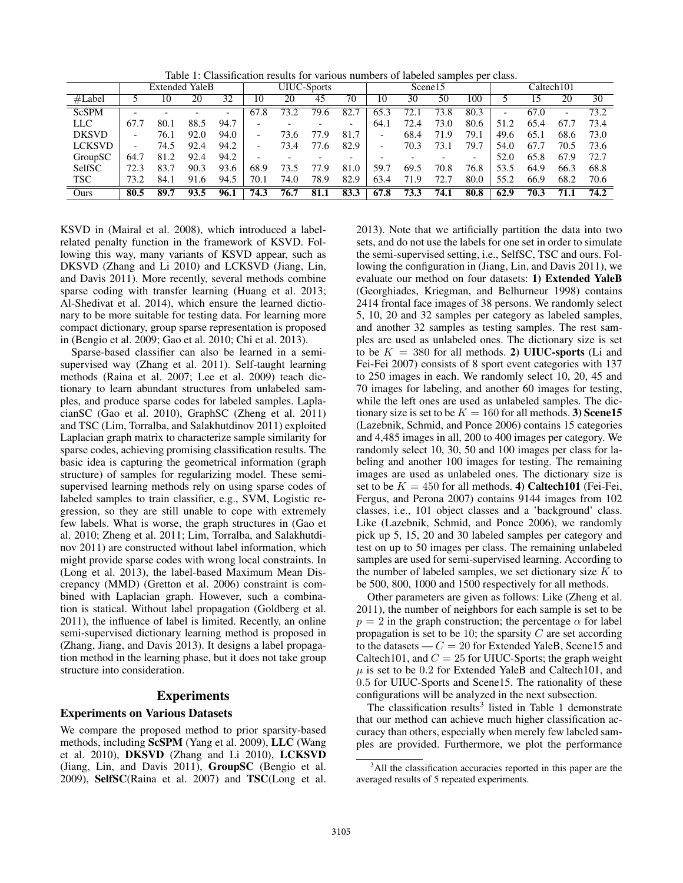Table 1: Classification results for various numbers of labeled samples per class.

| | Extended YaleB | | | | UIUC-Sports | | | | Scene15 | | | | Caltech101 | | | |
|---|---|---|---|---|---|---|---|---|---|---|---|---|---|---|---|---|
| #Label | 5 | 10 | 20 | 32 | 10 | 20 | 45 | 70 | 10 | 30 | 50 | 100 | 5 | 15 | 20 | 30 |
| ScSPM | - | - | - | - | 67.8 | 73.2 | 79.6 | 82.7 | 65.3 | 72.1 | 73.8 | 80.3 | - | 67.0 | - | 73.2 |
| LLC | 67.7 | 80.1 | 88.5 | 94.7 | - | - | - | - | 64.1 | 72.4 | 73.0 | 80.6 | 51.2 | 65.4 | 67.7 | 73.4 |
| DKSVD | - | 76.1 | 92.0 | 94.0 | - | 73.6 | 77.9 | 81.7 | - | 68.4 | 71.9 | 79.1 | 49.6 | 65.1 | 68.6 | 73.0 |
| LCKSVD | - | 74.5 | 92.4 | 94.2 | - | 73.4 | 77.6 | 82.9 | - | 70.3 | 73.1 | 79.7 | 54.0 | 67.7 | 70.5 | 73.6 |
| GroupSC | 64.7 | 81.2 | 92.4 | 94.2 | - | - | - | - | - | - | - | - | 52.0 | 65.8 | 67.9 | 72.7 |
| SelfSC | 72.3 | 83.7 | 90.3 | 93.6 | 68.9 | 73.5 | 77.9 | 81.0 | 59.7 | 69.5 | 70.8 | 76.8 | 53.5 | 64.9 | 66.3 | 68.8 |
| TSC | 73.2 | 84.1 | 91.6 | 94.5 | 70.1 | 74.0 | 78.9 | 82.9 | 63.4 | 71.9 | 72.7 | 80.0 | 55.2 | 66.9 | 68.2 | 70.6 |
| Ours | **80.5** | **89.7** | **93.5** | **96.1** | **74.3** | **76.7** | **81.1** | **83.3** | **67.8** | **73.3** | **74.1** | **80.8** | **62.9** | **70.3** | **71.1** | **74.2** |

KSVD in (Mairal et al. 2008), which introduced a label-related penalty function in the framework of KSVD. Following this way, many variants of KSVD appear, such as DKSVD (Zhang and Li 2010) and LCKSVD (Jiang, Lin, and Davis 2011). More recently, several methods combine sparse coding with transfer learning (Huang et al. 2013; Al-Shedivat et al. 2014), which ensure the learned dictionary to be more suitable for testing data. For learning more compact dictionary, group sparse representation is proposed in (Bengio et al. 2009; Gao et al. 2010; Chi et al. 2013).

Sparse-based classifier can also be learned in a semi-supervised way (Zhang et al. 2011). Self-taught learning methods (Raina et al. 2007; Lee et al. 2009) teach dictionary to learn abundant structures from unlabeled samples, and produce sparse codes for labeled samples. LaplacianSC (Gao et al. 2010), GraphSC (Zheng et al. 2011) and TSC (Lim, Torralba, and Salakhutdinov 2011) exploited Laplacian graph matrix to characterize sample similarity for sparse codes, achieving promising classification results. The basic idea is capturing the geometrical information (graph structure) of samples for regularizing model. These semi-supervised learning methods rely on using sparse codes of labeled samples to train classifier, e.g., SVM, Logistic regression, so they are still unable to cope with extremely few labels. What is worse, the graph structures in (Gao et al. 2010; Zheng et al. 2011; Lim, Torralba, and Salakhutdinov 2011) are constructed without label information, which might provide sparse codes with wrong local constraints. In (Long et al. 2013), the label-based Maximum Mean Discrepancy (MMD) (Gretton et al. 2006) constraint is combined with Laplacian graph. However, such a combination is statical. Without label propagation (Goldberg et al. 2011), the influence of label is limited. Recently, an online semi-supervised dictionary learning method is proposed in (Zhang, Jiang, and Davis 2013). It designs a label propagation method in the learning phase, but it does not take group structure into consideration.

## Experiments

### Experiments on Various Datasets

We compare the proposed method to prior sparsity-based methods, including **ScSPM** (Yang et al. 2009), **LLC** (Wang et al. 2010), **DKSVD** (Zhang and Li 2010), **LCKSVD** (Jiang, Lin, and Davis 2011), **GroupSC** (Bengio et al. 2009), **SelfSC**(Raina et al. 2007) and **TSC**(Long et al. 2013). Note that we artificially partition the data into two sets, and do not use the labels for one set in order to simulate the semi-supervised setting, i.e., SelfSC, TSC and ours. Following the configuration in (Jiang, Lin, and Davis 2011), we evaluate our method on four datasets: **1) Extended YaleB** (Georghiades, Kriegman, and Belhurneur 1998) contains 2414 frontal face images of 38 persons. We randomly select 5, 10, 20 and 32 samples per category as labeled samples, and another 32 samples as testing samples. The rest samples are used as unlabeled ones. The dictionary size is set to be $K = 380$ for all methods. **2) UIUC-sports** (Li and Fei-Fei 2007) consists of 8 sport event categories with 137 to 250 images in each. We randomly select 10, 20, 45 and 70 images for labeling, and another 60 images for testing, while the left ones are used as unlabeled samples. The dictionary size is set to be $K = 160$ for all methods. **3) Scene15** (Lazebnik, Schmid, and Ponce 2006) contains 15 categories and 4,485 images in all, 200 to 400 images per category. We randomly select 10, 30, 50 and 100 images per class for labeling and another 100 images for testing. The remaining images are used as unlabeled ones. The dictionary size is set to be $K = 450$ for all methods. **4) Caltech101** (Fei-Fei, Fergus, and Perona 2007) contains 9144 images from 102 classes, i.e., 101 object classes and a 'background' class. Like (Lazebnik, Schmid, and Ponce 2006), we randomly pick up 5, 15, 20 and 30 labeled samples per category and test on up to 50 images per class. The remaining unlabeled samples are used for semi-supervised learning. According to the number of labeled samples, we set dictionary size $K$ to be 500, 800, 1000 and 1500 respectively for all methods.

Other parameters are given as follows: Like (Zheng et al. 2011), the number of neighbors for each sample is set to be $p = 2$ in the graph construction; the percentage $\alpha$ for label propagation is set to be 10; the sparsity $C$ are set according to the datasets — $C = 20$ for Extended YaleB, Scene15 and Caltech101, and $C = 25$ for UIUC-Sports; the graph weight $\mu$ is set to be 0.2 for Extended YaleB and Caltech101, and 0.5 for UIUC-Sports and Scene15. The rationality of these configurations will be analyzed in the next subsection.

The classification results[3] listed in Table 1 demonstrate that our method can achieve much higher classification accuracy than others, especially when merely few labeled samples are provided. Furthermore, we plot the performance

[3] All the classification accuracies reported in this paper are the averaged results of 5 repeated experiments.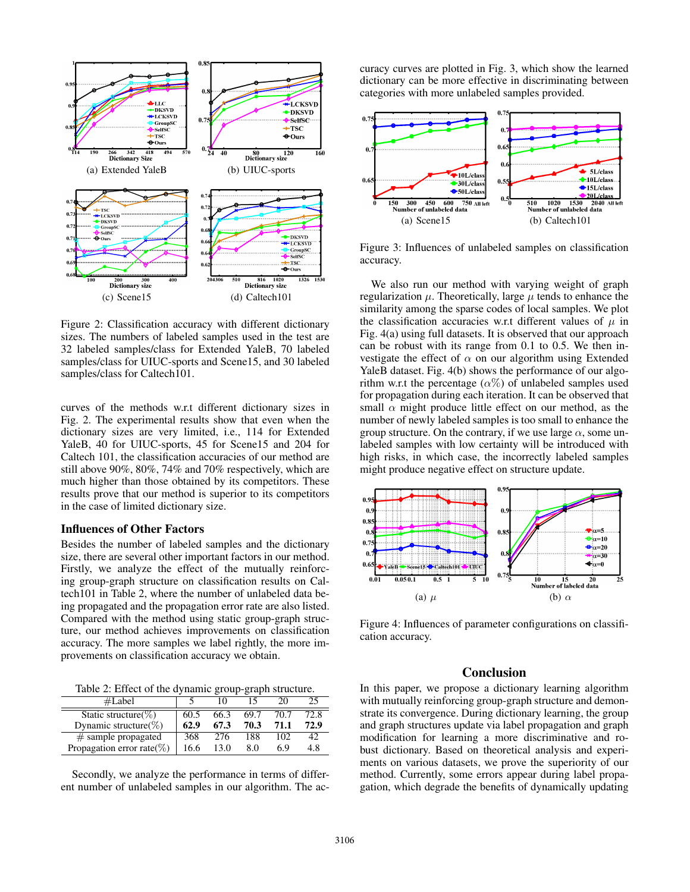(a) Extended YaleB

(b) UIUC-sports

(c) Scene15

(d) Caltech101

Figure 2: Classification accuracy with different dictionary sizes. The numbers of labeled samples used in the test are 32 labeled samples/class for Extended YaleB, 70 labeled samples/class for UIUC-sports and Scene15, and 30 labeled samples/class for Caltech101.

curves of the methods w.r.t different dictionary sizes in Fig. 2. The experimental results show that even when the dictionary sizes are very limited, i.e., 114 for Extended YaleB, 40 for UIUC-sports, 45 for Scene15 and 204 for Caltech 101, the classification accuracies of our method are still above 90%, 80%, 74% and 70% respectively, which are much higher than those obtained by its competitors. These results prove that our method is superior to its competitors in the case of limited dictionary size.

## Influences of Other Factors

Besides the number of labeled samples and the dictionary size, there are several other important factors in our method. Firstly, we analyze the effect of the mutually reinforcing group-graph structure on classification results on Caltech101 in Table 2, where the number of unlabeled data being propagated and the propagation error rate are also listed. Compared with the method using static group-graph structure, our method achieves improvements on classification accuracy. The more samples we label rightly, the more improvements on classification accuracy we obtain.

Table 2: Effect of the dynamic group-graph structure.

| #Label | 5 | 10 | 15 | 20 | 25 |
|---|---|---|---|---|---|
| Static structure(%) | 60.5 | 66.3 | 69.7 | 70.7 | 72.8 |
| Dynamic structure(%) | **62.9** | **67.3** | **70.3** | **71.1** | **72.9** |
| # sample propagated | 368 | 276 | 188 | 102 | 42 |
| Propagation error rate(%) | 16.6 | 13.0 | 8.0 | 6.9 | 4.8 |

Secondly, we analyze the performance in terms of different number of unlabeled samples in our algorithm. The accuracy curves are plotted in Fig. 3, which show the learned dictionary can be more effective in discriminating between categories with more unlabeled samples provided.

(a) Scene15

(b) Caltech101

Figure 3: Influences of unlabeled samples on classification accuracy.

We also run our method with varying weight of graph regularization $\mu$. Theoretically, large $\mu$ tends to enhance the similarity among the sparse codes of local samples. We plot the classification accuracies w.r.t different values of $\mu$ in Fig. 4(a) using full datasets. It is observed that our approach can be robust with its range from 0.1 to 0.5. We then investigate the effect of $\alpha$ on our algorithm using Extended YaleB dataset. Fig. 4(b) shows the performance of our algorithm w.r.t the percentage ($\alpha\%$) of unlabeled samples used for propagation during each iteration. It can be observed that small $\alpha$ might produce little effect on our method, as the number of newly labeled samples is too small to enhance the group structure. On the contrary, if we use large $\alpha$, some unlabeled samples with low certainty will be introduced with high risks, in which case, the incorrectly labeled samples might produce negative effect on structure update.

(a) $\mu$

(b) $\alpha$

Figure 4: Influences of parameter configurations on classification accuracy.

## Conclusion

In this paper, we propose a dictionary learning algorithm with mutually reinforcing group-graph structure and demonstrate its convergence. During dictionary learning, the group and graph structures update via label propagation and graph modification for learning a more discriminative and robust dictionary. Based on theoretical analysis and experiments on various datasets, we prove the superiority of our method. Currently, some errors appear during label propagation, which degrade the benefits of dynamically updating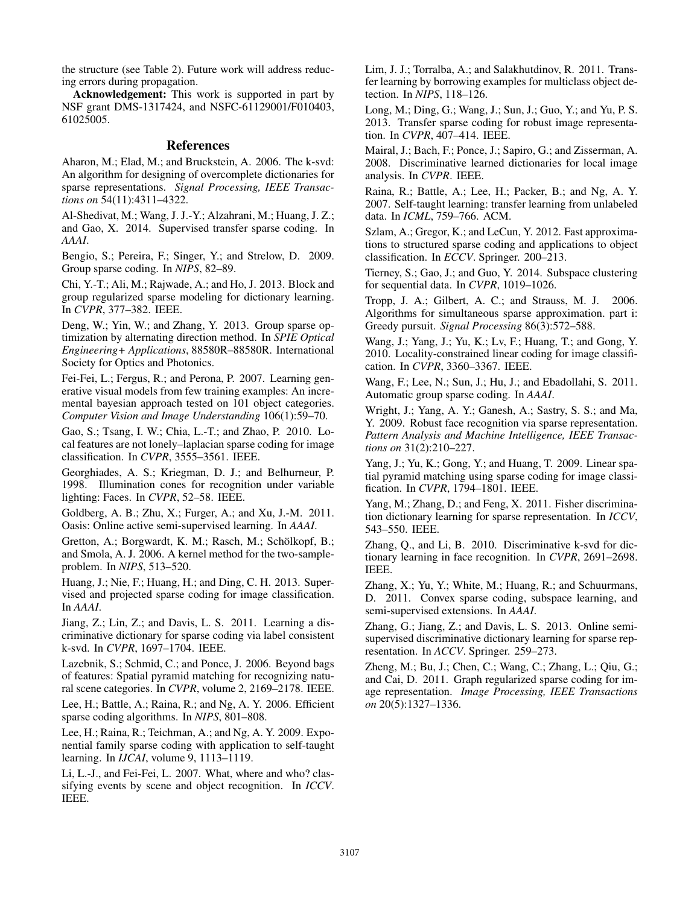the structure (see Table 2). Future work will address reducing errors during propagation.

**Acknowledgement:** This work is supported in part by NSF grant DMS-1317424, and NSFC-61129001/F010403, 61025005.

## References

Aharon, M.; Elad, M.; and Bruckstein, A. 2006. The k-svd: An algorithm for designing of overcomplete dictionaries for sparse representations. *Signal Processing, IEEE Transactions on* 54(11):4311–4322.

Al-Shedivat, M.; Wang, J. J.-Y.; Alzahrani, M.; Huang, J. Z.; and Gao, X. 2014. Supervised transfer sparse coding. In *AAAI*.

Bengio, S.; Pereira, F.; Singer, Y.; and Strelow, D. 2009. Group sparse coding. In *NIPS*, 82–89.

Chi, Y.-T.; Ali, M.; Rajwade, A.; and Ho, J. 2013. Block and group regularized sparse modeling for dictionary learning. In *CVPR*, 377–382. IEEE.

Deng, W.; Yin, W.; and Zhang, Y. 2013. Group sparse optimization by alternating direction method. In *SPIE Optical Engineering+ Applications*, 88580R–88580R. International Society for Optics and Photonics.

Fei-Fei, L.; Fergus, R.; and Perona, P. 2007. Learning generative visual models from few training examples: An incremental bayesian approach tested on 101 object categories. *Computer Vision and Image Understanding* 106(1):59–70.

Gao, S.; Tsang, I. W.; Chia, L.-T.; and Zhao, P. 2010. Local features are not lonely–laplacian sparse coding for image classification. In *CVPR*, 3555–3561. IEEE.

Georghiades, A. S.; Kriegman, D. J.; and Belhurneur, P. 1998. Illumination cones for recognition under variable lighting: Faces. In *CVPR*, 52–58. IEEE.

Goldberg, A. B.; Zhu, X.; Furger, A.; and Xu, J.-M. 2011. Oasis: Online active semi-supervised learning. In *AAAI*.

Gretton, A.; Borgwardt, K. M.; Rasch, M.; Schölkopf, B.; and Smola, A. J. 2006. A kernel method for the two-sample-problem. In *NIPS*, 513–520.

Huang, J.; Nie, F.; Huang, H.; and Ding, C. H. 2013. Supervised and projected sparse coding for image classification. In *AAAI*.

Jiang, Z.; Lin, Z.; and Davis, L. S. 2011. Learning a discriminative dictionary for sparse coding via label consistent k-svd. In *CVPR*, 1697–1704. IEEE.

Lazebnik, S.; Schmid, C.; and Ponce, J. 2006. Beyond bags of features: Spatial pyramid matching for recognizing natural scene categories. In *CVPR*, volume 2, 2169–2178. IEEE.

Lee, H.; Battle, A.; Raina, R.; and Ng, A. Y. 2006. Efficient sparse coding algorithms. In *NIPS*, 801–808.

Lee, H.; Raina, R.; Teichman, A.; and Ng, A. Y. 2009. Exponential family sparse coding with application to self-taught learning. In *IJCAI*, volume 9, 1113–1119.

Li, L.-J., and Fei-Fei, L. 2007. What, where and who? classifying events by scene and object recognition. In *ICCV*. IEEE.

Lim, J. J.; Torralba, A.; and Salakhutdinov, R. 2011. Transfer learning by borrowing examples for multiclass object detection. In *NIPS*, 118–126.

Long, M.; Ding, G.; Wang, J.; Sun, J.; Guo, Y.; and Yu, P. S. 2013. Transfer sparse coding for robust image representation. In *CVPR*, 407–414. IEEE.

Mairal, J.; Bach, F.; Ponce, J.; Sapiro, G.; and Zisserman, A. 2008. Discriminative learned dictionaries for local image analysis. In *CVPR*. IEEE.

Raina, R.; Battle, A.; Lee, H.; Packer, B.; and Ng, A. Y. 2007. Self-taught learning: transfer learning from unlabeled data. In *ICML*, 759–766. ACM.

Szlam, A.; Gregor, K.; and LeCun, Y. 2012. Fast approximations to structured sparse coding and applications to object classification. In *ECCV*. Springer. 200–213.

Tierney, S.; Gao, J.; and Guo, Y. 2014. Subspace clustering for sequential data. In *CVPR*, 1019–1026.

Tropp, J. A.; Gilbert, A. C.; and Strauss, M. J. 2006. Algorithms for simultaneous sparse approximation. part i: Greedy pursuit. *Signal Processing* 86(3):572–588.

Wang, J.; Yang, J.; Yu, K.; Lv, F.; Huang, T.; and Gong, Y. 2010. Locality-constrained linear coding for image classification. In *CVPR*, 3360–3367. IEEE.

Wang, F.; Lee, N.; Sun, J.; Hu, J.; and Ebadollahi, S. 2011. Automatic group sparse coding. In *AAAI*.

Wright, J.; Yang, A. Y.; Ganesh, A.; Sastry, S. S.; and Ma, Y. 2009. Robust face recognition via sparse representation. *Pattern Analysis and Machine Intelligence, IEEE Transactions on* 31(2):210–227.

Yang, J.; Yu, K.; Gong, Y.; and Huang, T. 2009. Linear spatial pyramid matching using sparse coding for image classification. In *CVPR*, 1794–1801. IEEE.

Yang, M.; Zhang, D.; and Feng, X. 2011. Fisher discrimination dictionary learning for sparse representation. In *ICCV*, 543–550. IEEE.

Zhang, Q., and Li, B. 2010. Discriminative k-svd for dictionary learning in face recognition. In *CVPR*, 2691–2698. IEEE.

Zhang, X.; Yu, Y.; White, M.; Huang, R.; and Schuurmans, D. 2011. Convex sparse coding, subspace learning, and semi-supervised extensions. In *AAAI*.

Zhang, G.; Jiang, Z.; and Davis, L. S. 2013. Online semi-supervised discriminative dictionary learning for sparse representation. In *ACCV*. Springer. 259–273.

Zheng, M.; Bu, J.; Chen, C.; Wang, C.; Zhang, L.; Qiu, G.; and Cai, D. 2011. Graph regularized sparse coding for image representation. *Image Processing, IEEE Transactions on* 20(5):1327–1336.